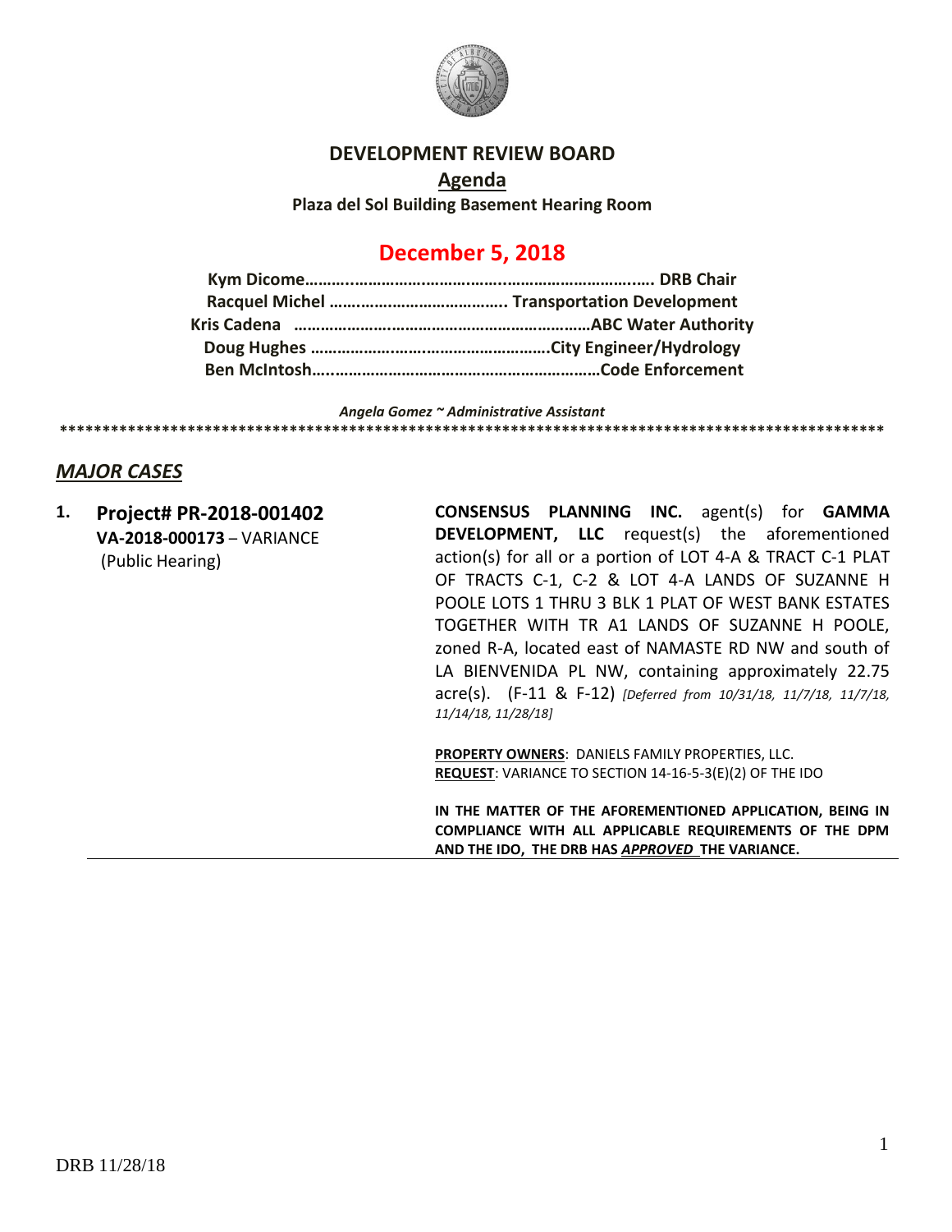# DEVELOPMENT REVIEW BOARD

## Agenda

**Plaza del Sol Building Basement Hearing Room**

## December 5, 2018

**Kym Dicome………………………………………………………………. DRB Chair**
**Racquel Michel ………………………………….. Transportation Development**
**Kris Cadena ……………………………………………………………ABC Water Authority**
**Doug Hughes ……………………………………………….City Engineer/Hydrology**
**Ben McIntosh………………………………………………………Code Enforcement**

***Angela Gomez ~ Administrative Assistant***

**************************************************************************************************

## *MAJOR CASES*

**1. Project# PR-2018-001402**
**VA-2018-000173** – VARIANCE
(Public Hearing)

**CONSENSUS PLANNING INC.** agent(s) for **GAMMA DEVELOPMENT, LLC** request(s) the aforementioned action(s) for all or a portion of LOT 4-A & TRACT C-1 PLAT OF TRACTS C-1, C-2 & LOT 4-A LANDS OF SUZANNE H POOLE LOTS 1 THRU 3 BLK 1 PLAT OF WEST BANK ESTATES TOGETHER WITH TR A1 LANDS OF SUZANNE H POOLE, zoned R-A, located east of NAMASTE RD NW and south of LA BIENVENIDA PL NW, containing approximately 22.75 acre(s). (F-11 & F-12) *[Deferred from 10/31/18, 11/7/18, 11/7/18, 11/14/18, 11/28/18]*

**PROPERTY OWNERS**: DANIELS FAMILY PROPERTIES, LLC.
**REQUEST**: VARIANCE TO SECTION 14-16-5-3(E)(2) OF THE IDO

**IN THE MATTER OF THE AFOREMENTIONED APPLICATION, BEING IN COMPLIANCE WITH ALL APPLICABLE REQUIREMENTS OF THE DPM AND THE IDO, THE DRB HAS *APPROVED* THE VARIANCE.**

DRB 11/28/18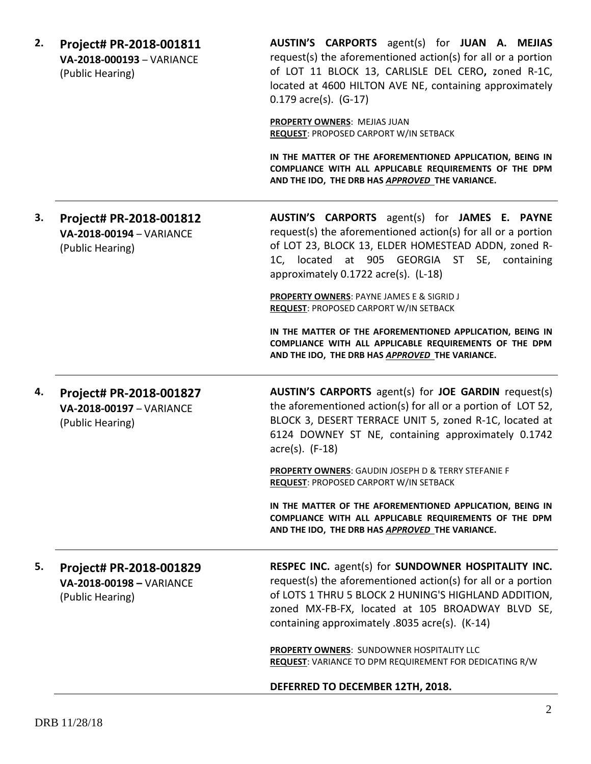2. **Project# PR-2018-001811**
**VA-2018-000193** – VARIANCE
(Public Hearing)

**AUSTIN'S CARPORTS** agent(s) for **JUAN A. MEJIAS** request(s) the aforementioned action(s) for all or a portion of LOT 11 BLOCK 13, CARLISLE DEL CERO**,** zoned R-1C, located at 4600 HILTON AVE NE, containing approximately 0.179 acre(s). (G-17)

**PROPERTY OWNERS**: MEJIAS JUAN
**REQUEST**: PROPOSED CARPORT W/IN SETBACK

**IN THE MATTER OF THE AFOREMENTIONED APPLICATION, BEING IN COMPLIANCE WITH ALL APPLICABLE REQUIREMENTS OF THE DPM AND THE IDO, THE DRB HAS *APPROVED* THE VARIANCE.**

---

3. **Project# PR-2018-001812**
**VA-2018-00194** – VARIANCE
(Public Hearing)

**AUSTIN'S CARPORTS** agent(s) for **JAMES E. PAYNE** request(s) the aforementioned action(s) for all or a portion of LOT 23, BLOCK 13, ELDER HOMESTEAD ADDN, zoned R-1C, located at 905 GEORGIA ST SE, containing approximately 0.1722 acre(s). (L-18)

**PROPERTY OWNERS**: PAYNE JAMES E & SIGRID J
**REQUEST**: PROPOSED CARPORT W/IN SETBACK

**IN THE MATTER OF THE AFOREMENTIONED APPLICATION, BEING IN COMPLIANCE WITH ALL APPLICABLE REQUIREMENTS OF THE DPM AND THE IDO, THE DRB HAS *APPROVED* THE VARIANCE.**

---

4. **Project# PR-2018-001827**
**VA-2018-00197** – VARIANCE
(Public Hearing)

**AUSTIN'S CARPORTS** agent(s) for **JOE GARDIN** request(s) the aforementioned action(s) for all or a portion of LOT 52, BLOCK 3, DESERT TERRACE UNIT 5, zoned R-1C, located at 6124 DOWNEY ST NE, containing approximately 0.1742 acre(s). (F-18)

**PROPERTY OWNERS**: GAUDIN JOSEPH D & TERRY STEFANIE F
**REQUEST**: PROPOSED CARPORT W/IN SETBACK

**IN THE MATTER OF THE AFOREMENTIONED APPLICATION, BEING IN COMPLIANCE WITH ALL APPLICABLE REQUIREMENTS OF THE DPM AND THE IDO, THE DRB HAS *APPROVED* THE VARIANCE.**

---

5. **Project# PR-2018-001829**
**VA-2018-00198 –** VARIANCE
(Public Hearing)

**RESPEC INC.** agent(s) for **SUNDOWNER HOSPITALITY INC.** request(s) the aforementioned action(s) for all or a portion of LOTS 1 THRU 5 BLOCK 2 HUNING'S HIGHLAND ADDITION, zoned MX-FB-FX, located at 105 BROADWAY BLVD SE, containing approximately .8035 acre(s). (K-14)

**PROPERTY OWNERS**: SUNDOWNER HOSPITALITY LLC
**REQUEST**: VARIANCE TO DPM REQUIREMENT FOR DEDICATING R/W

**DEFERRED TO DECEMBER 12TH, 2018.**

---

DRB 11/28/18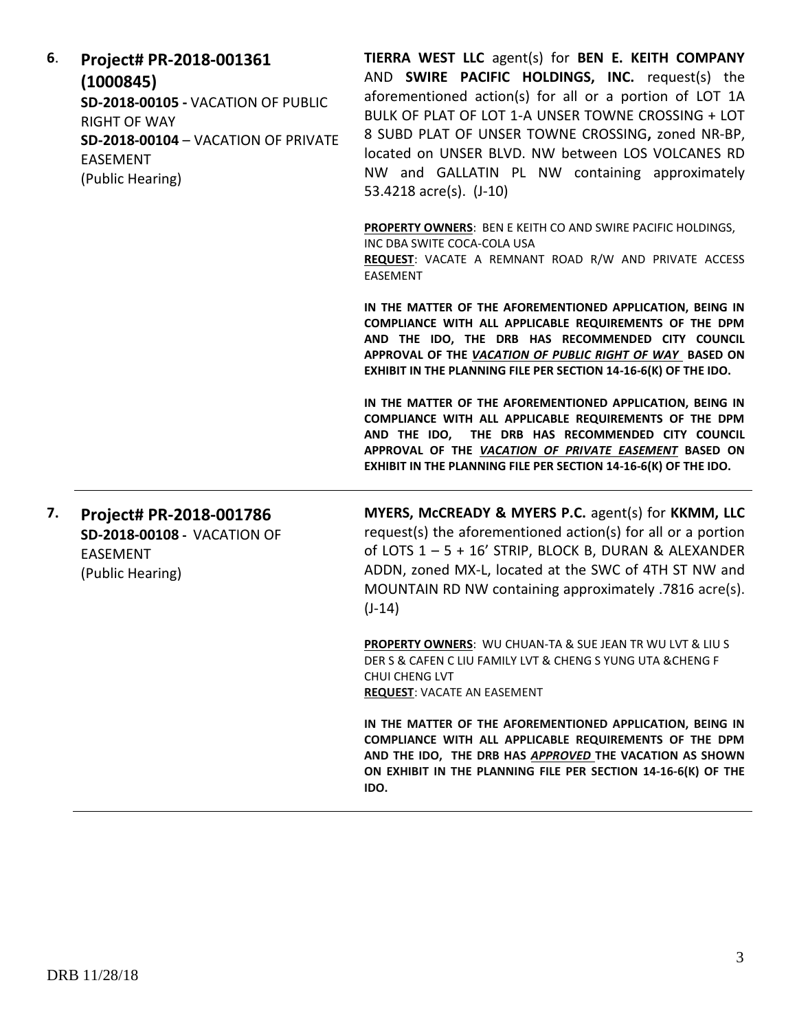6. **Project# PR-2018-001361 (1000845)**
**SD-2018-00105 -** VACATION OF PUBLIC RIGHT OF WAY
**SD-2018-00104** – VACATION OF PRIVATE EASEMENT
(Public Hearing)

**TIERRA WEST LLC** agent(s) for **BEN E. KEITH COMPANY** AND **SWIRE PACIFIC HOLDINGS, INC.** request(s) the aforementioned action(s) for all or a portion of LOT 1A BULK OF PLAT OF LOT 1-A UNSER TOWNE CROSSING + LOT 8 SUBD PLAT OF UNSER TOWNE CROSSING**,** zoned NR-BP, located on UNSER BLVD. NW between LOS VOLCANES RD NW and GALLATIN PL NW containing approximately 53.4218 acre(s). (J-10)

**PROPERTY OWNERS**: BEN E KEITH CO AND SWIRE PACIFIC HOLDINGS, INC DBA SWITE COCA-COLA USA
**REQUEST**: VACATE A REMNANT ROAD R/W AND PRIVATE ACCESS EASEMENT

**IN THE MATTER OF THE AFOREMENTIONED APPLICATION, BEING IN COMPLIANCE WITH ALL APPLICABLE REQUIREMENTS OF THE DPM AND THE IDO, THE DRB HAS RECOMMENDED CITY COUNCIL APPROVAL OF THE *VACATION OF PUBLIC RIGHT OF WAY* BASED ON EXHIBIT IN THE PLANNING FILE PER SECTION 14-16-6(K) OF THE IDO.**

**IN THE MATTER OF THE AFOREMENTIONED APPLICATION, BEING IN COMPLIANCE WITH ALL APPLICABLE REQUIREMENTS OF THE DPM AND THE IDO, THE DRB HAS RECOMMENDED CITY COUNCIL APPROVAL OF THE *VACATION OF PRIVATE EASEMENT* BASED ON EXHIBIT IN THE PLANNING FILE PER SECTION 14-16-6(K) OF THE IDO.**

---

7. **Project# PR-2018-001786**
**SD-2018-00108 -** VACATION OF EASEMENT
(Public Hearing)

**MYERS, McCREADY & MYERS P.C.** agent(s) for **KKMM, LLC** request(s) the aforementioned action(s) for all or a portion of LOTS 1 – 5 + 16' STRIP, BLOCK B, DURAN & ALEXANDER ADDN, zoned MX-L, located at the SWC of 4TH ST NW and MOUNTAIN RD NW containing approximately .7816 acre(s). (J-14)

**PROPERTY OWNERS**: WU CHUAN-TA & SUE JEAN TR WU LVT & LIU S DER S & CAFEN C LIU FAMILY LVT & CHENG S YUNG UTA &CHENG F CHUI CHENG LVT
**REQUEST**: VACATE AN EASEMENT

**IN THE MATTER OF THE AFOREMENTIONED APPLICATION, BEING IN COMPLIANCE WITH ALL APPLICABLE REQUIREMENTS OF THE DPM AND THE IDO, THE DRB HAS *APPROVED* THE VACATION AS SHOWN ON EXHIBIT IN THE PLANNING FILE PER SECTION 14-16-6(K) OF THE IDO.**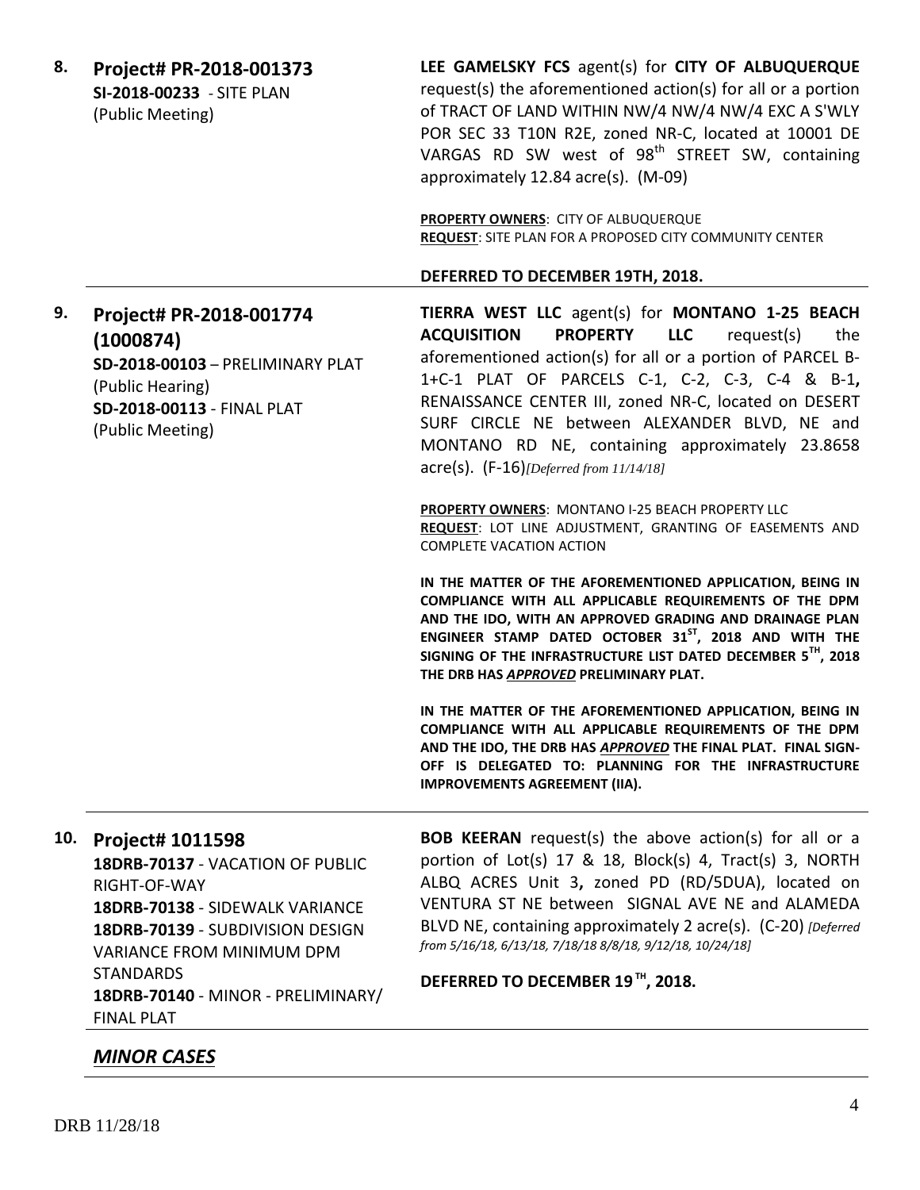**8. Project# PR-2018-001373**
**SI-2018-00233** - SITE PLAN
(Public Meeting)

**LEE GAMELSKY FCS** agent(s) for **CITY OF ALBUQUERQUE** request(s) the aforementioned action(s) for all or a portion of TRACT OF LAND WITHIN NW/4 NW/4 NW/4 EXC A S'WLY POR SEC 33 T10N R2E, zoned NR-C, located at 10001 DE VARGAS RD SW west of 98th STREET SW, containing approximately 12.84 acre(s). (M-09)

**PROPERTY OWNERS**: CITY OF ALBUQUERQUE
**REQUEST**: SITE PLAN FOR A PROPOSED CITY COMMUNITY CENTER

**DEFERRED TO DECEMBER 19TH, 2018.**

---

**9. Project# PR-2018-001774 (1000874)**
**SD-2018-00103** – PRELIMINARY PLAT
(Public Hearing)
**SD-2018-00113** - FINAL PLAT
(Public Meeting)

**TIERRA WEST LLC** agent(s) for **MONTANO 1-25 BEACH ACQUISITION PROPERTY LLC** request(s) the aforementioned action(s) for all or a portion of PARCEL B-1+C-1 PLAT OF PARCELS C-1, C-2, C-3, C-4 & B-1, RENAISSANCE CENTER III, zoned NR-C, located on DESERT SURF CIRCLE NE between ALEXANDER BLVD, NE and MONTANO RD NE, containing approximately 23.8658 acre(s). (F-16) *[Deferred from 11/14/18]*

**PROPERTY OWNERS**: MONTANO I-25 BEACH PROPERTY LLC
**REQUEST**: LOT LINE ADJUSTMENT, GRANTING OF EASEMENTS AND COMPLETE VACATION ACTION

**IN THE MATTER OF THE AFOREMENTIONED APPLICATION, BEING IN COMPLIANCE WITH ALL APPLICABLE REQUIREMENTS OF THE DPM AND THE IDO, WITH AN APPROVED GRADING AND DRAINAGE PLAN ENGINEER STAMP DATED OCTOBER 31ST, 2018 AND WITH THE SIGNING OF THE INFRASTRUCTURE LIST DATED DECEMBER 5TH, 2018 THE DRB HAS *APPROVED* PRELIMINARY PLAT.**

**IN THE MATTER OF THE AFOREMENTIONED APPLICATION, BEING IN COMPLIANCE WITH ALL APPLICABLE REQUIREMENTS OF THE DPM AND THE IDO, THE DRB HAS *APPROVED* THE FINAL PLAT. FINAL SIGN-OFF IS DELEGATED TO: PLANNING FOR THE INFRASTRUCTURE IMPROVEMENTS AGREEMENT (IIA).**

---

**10. Project# 1011598**
**18DRB-70137** - VACATION OF PUBLIC RIGHT-OF-WAY
**18DRB-70138** - SIDEWALK VARIANCE
**18DRB-70139** - SUBDIVISION DESIGN VARIANCE FROM MINIMUM DPM STANDARDS
**18DRB-70140** - MINOR - PRELIMINARY/ FINAL PLAT

**BOB KEERAN** request(s) the above action(s) for all or a portion of Lot(s) 17 & 18, Block(s) 4, Tract(s) 3, NORTH ALBQ ACRES Unit 3, zoned PD (RD/5DUA), located on VENTURA ST NE between SIGNAL AVE NE and ALAMEDA BLVD NE, containing approximately 2 acre(s). (C-20) *[Deferred from 5/16/18, 6/13/18, 7/18/18 8/8/18, 9/12/18, 10/24/18]*

**DEFERRED TO DECEMBER 19TH, 2018.**

---

## ***MINOR CASES***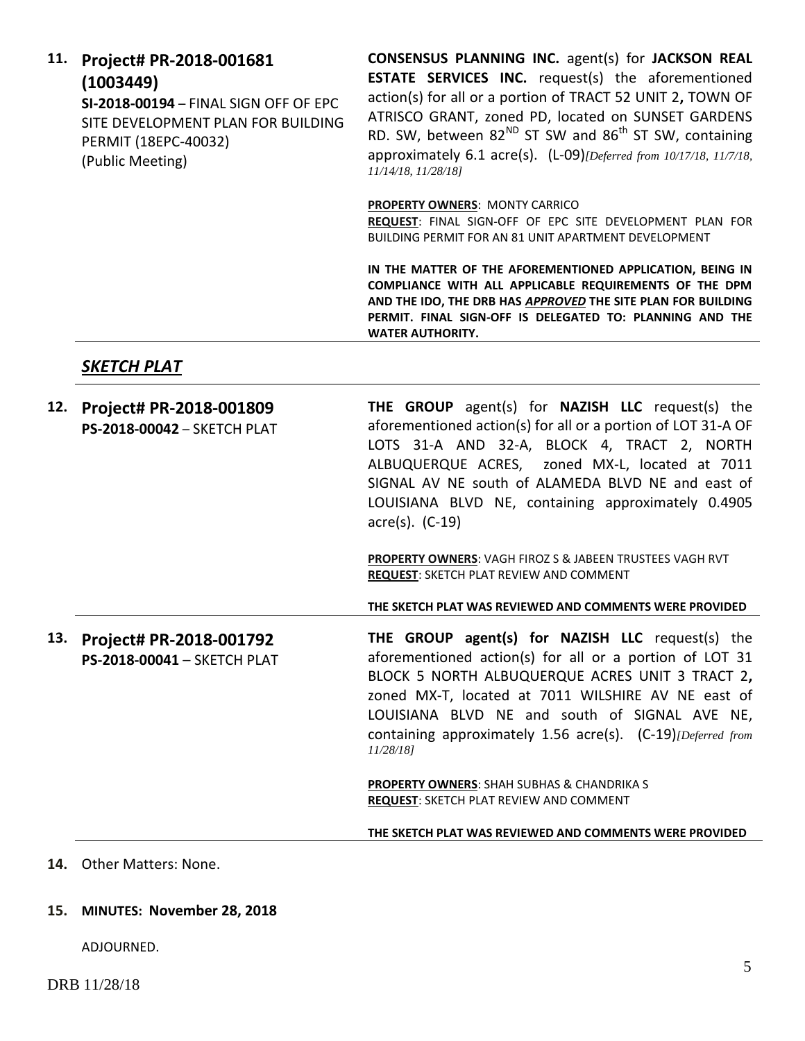**11. Project# PR-2018-001681 (1003449)**
**SI-2018-00194** – FINAL SIGN OFF OF EPC SITE DEVELOPMENT PLAN FOR BUILDING PERMIT (18EPC-40032)
(Public Meeting)

**CONSENSUS PLANNING INC.** agent(s) for **JACKSON REAL ESTATE SERVICES INC.** request(s) the aforementioned action(s) for all or a portion of TRACT 52 UNIT 2**,** TOWN OF ATRISCO GRANT, zoned PD, located on SUNSET GARDENS RD. SW, between 82ND ST SW and 86th ST SW, containing approximately 6.1 acre(s). (L-09)*[Deferred from 10/17/18, 11/7/18, 11/14/18, 11/28/18]*

**PROPERTY OWNERS**: MONTY CARRICO
**REQUEST**: FINAL SIGN-OFF OF EPC SITE DEVELOPMENT PLAN FOR BUILDING PERMIT FOR AN 81 UNIT APARTMENT DEVELOPMENT

**IN THE MATTER OF THE AFOREMENTIONED APPLICATION, BEING IN COMPLIANCE WITH ALL APPLICABLE REQUIREMENTS OF THE DPM AND THE IDO, THE DRB HAS *APPROVED* THE SITE PLAN FOR BUILDING PERMIT. FINAL SIGN-OFF IS DELEGATED TO: PLANNING AND THE WATER AUTHORITY.**

## *SKETCH PLAT*

**12. Project# PR-2018-001809**
**PS-2018-00042** – SKETCH PLAT

**THE GROUP** agent(s) for **NAZISH LLC** request(s) the aforementioned action(s) for all or a portion of LOT 31-A OF LOTS 31-A AND 32-A, BLOCK 4, TRACT 2, NORTH ALBUQUERQUE ACRES, zoned MX-L, located at 7011 SIGNAL AV NE south of ALAMEDA BLVD NE and east of LOUISIANA BLVD NE, containing approximately 0.4905 acre(s). (C-19)

**PROPERTY OWNERS**: VAGH FIROZ S & JABEEN TRUSTEES VAGH RVT
**REQUEST**: SKETCH PLAT REVIEW AND COMMENT

**THE SKETCH PLAT WAS REVIEWED AND COMMENTS WERE PROVIDED**

**13. Project# PR-2018-001792**
**PS-2018-00041** – SKETCH PLAT

**THE GROUP agent(s) for NAZISH LLC** request(s) the aforementioned action(s) for all or a portion of LOT 31 BLOCK 5 NORTH ALBUQUERQUE ACRES UNIT 3 TRACT 2**,** zoned MX-T, located at 7011 WILSHIRE AV NE east of LOUISIANA BLVD NE and south of SIGNAL AVE NE, containing approximately 1.56 acre(s). (C-19)*[Deferred from 11/28/18]*

**PROPERTY OWNERS**: SHAH SUBHAS & CHANDRIKA S
**REQUEST**: SKETCH PLAT REVIEW AND COMMENT

**THE SKETCH PLAT WAS REVIEWED AND COMMENTS WERE PROVIDED**

**14.** Other Matters: None.

**15. MINUTES: November 28, 2018**

ADJOURNED.